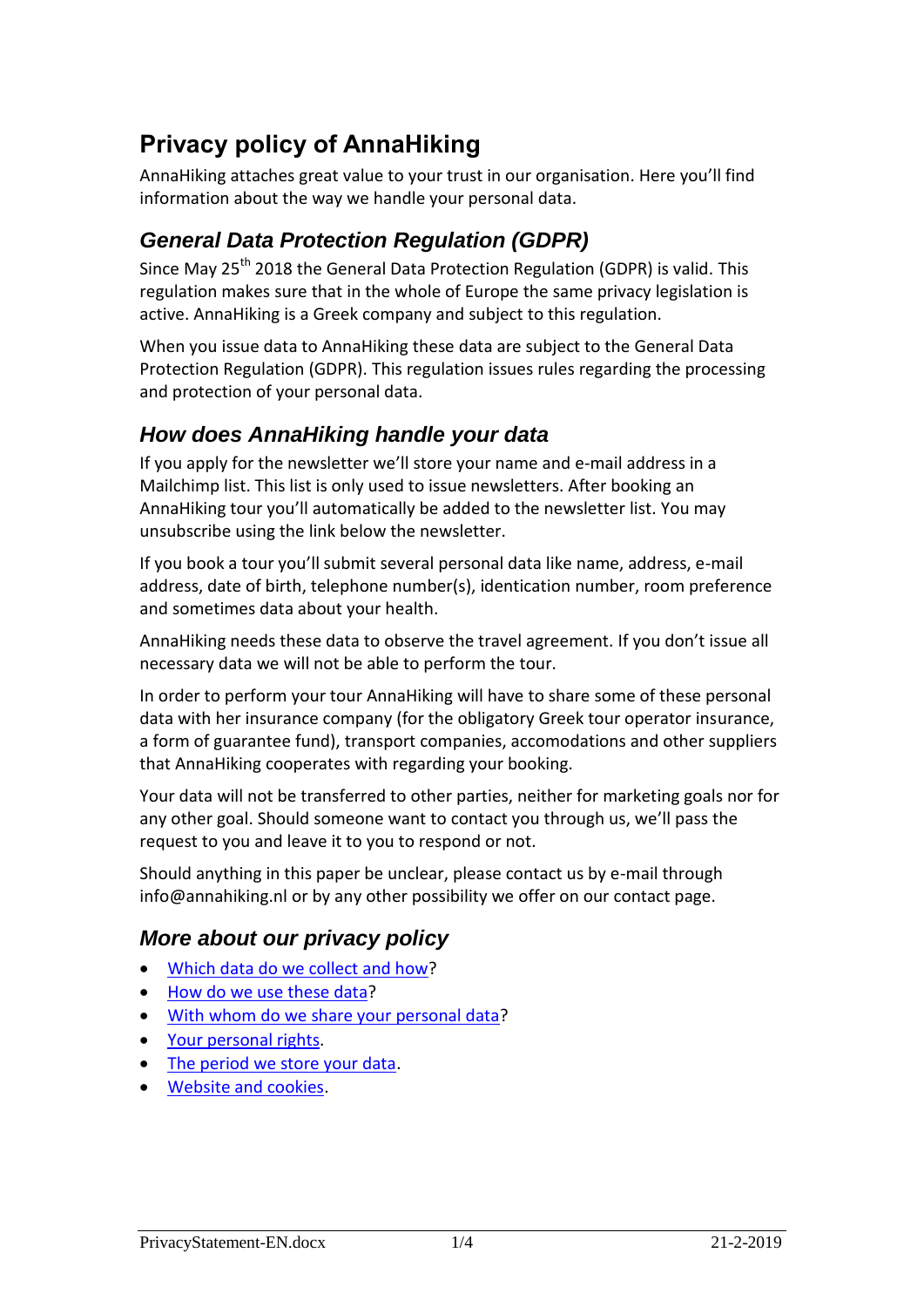# Privacy policy of AnnaHiking

AnnaHiking attaches great value to your trust in our organisation. Here you'll find information about the way we handle your personal data.

## *General Data Protection Regulation (GDPR)*

Since May 25th 2018 the General Data Protection Regulation (GDPR) is valid. This regulation makes sure that in the whole of Europe the same privacy legislation is active. AnnaHiking is a Greek company and subject to this regulation.

When you issue data to AnnaHiking these data are subject to the General Data Protection Regulation (GDPR). This regulation issues rules regarding the processing and protection of your personal data.

## *How does AnnaHiking handle your data*

If you apply for the newsletter we'll store your name and e-mail address in a Mailchimp list. This list is only used to issue newsletters. After booking an AnnaHiking tour you'll automatically be added to the newsletter list. You may unsubscribe using the link below the newsletter.

If you book a tour you'll submit several personal data like name, address, e-mail address, date of birth, telephone number(s), identication number, room preference and sometimes data about your health.

AnnaHiking needs these data to observe the travel agreement. If you don't issue all necessary data we will not be able to perform the tour.

In order to perform your tour AnnaHiking will have to share some of these personal data with her insurance company (for the obligatory Greek tour operator insurance, a form of guarantee fund), transport companies, accomodations and other suppliers that AnnaHiking cooperates with regarding your booking.

Your data will not be transferred to other parties, neither for marketing goals nor for any other goal. Should someone want to contact you through us, we'll pass the request to you and leave it to you to respond or not.

Should anything in this paper be unclear, please contact us by e-mail through info@annahiking.nl or by any other possibility we offer on our contact page.

## *More about our privacy policy*

- Which data do we collect and how?
- How do we use these data?
- With whom do we share your personal data?
- Your personal rights.
- The period we store your data.
- Website and cookies.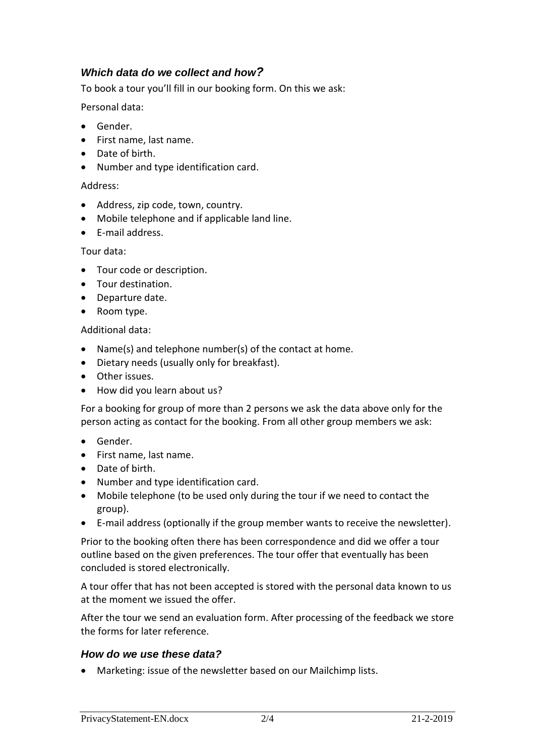### *Which data do we collect and how?*

To book a tour you'll fill in our booking form. On this we ask:

Personal data:

- Gender.
- First name, last name.
- Date of birth.
- Number and type identification card.

Address:

- Address, zip code, town, country.
- Mobile telephone and if applicable land line.
- E-mail address.

Tour data:

- Tour code or description.
- Tour destination.
- Departure date.
- Room type.

Additional data:

- Name(s) and telephone number(s) of the contact at home.
- Dietary needs (usually only for breakfast).
- Other issues.
- How did you learn about us?

For a booking for group of more than 2 persons we ask the data above only for the person acting as contact for the booking. From all other group members we ask:

- Gender.
- First name, last name.
- Date of birth.
- Number and type identification card.
- Mobile telephone (to be used only during the tour if we need to contact the group).
- E-mail address (optionally if the group member wants to receive the newsletter).

Prior to the booking often there has been correspondence and did we offer a tour outline based on the given preferences. The tour offer that eventually has been concluded is stored electronically.

A tour offer that has not been accepted is stored with the personal data known to us at the moment we issued the offer.

After the tour we send an evaluation form. After processing of the feedback we store the forms for later reference.

### *How do we use these data?*

- Marketing: issue of the newsletter based on our Mailchimp lists.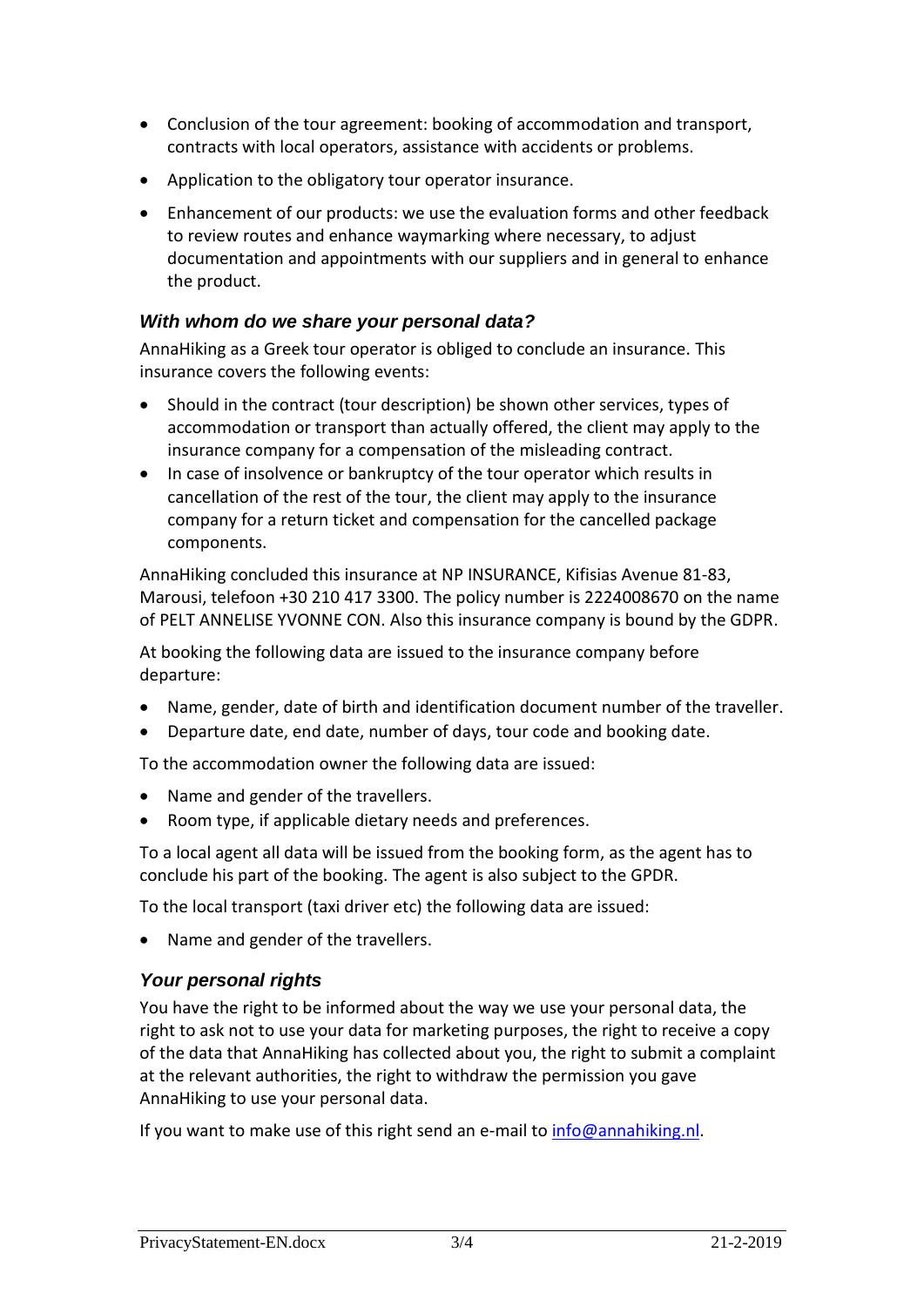- Conclusion of the tour agreement: booking of accommodation and transport, contracts with local operators, assistance with accidents or problems.
- Application to the obligatory tour operator insurance.
- Enhancement of our products: we use the evaluation forms and other feedback to review routes and enhance waymarking where necessary, to adjust documentation and appointments with our suppliers and in general to enhance the product.

### *With whom do we share your personal data?*

AnnaHiking as a Greek tour operator is obliged to conclude an insurance. This insurance covers the following events:

- Should in the contract (tour description) be shown other services, types of accommodation or transport than actually offered, the client may apply to the insurance company for a compensation of the misleading contract.
- In case of insolvence or bankruptcy of the tour operator which results in cancellation of the rest of the tour, the client may apply to the insurance company for a return ticket and compensation for the cancelled package components.

AnnaHiking concluded this insurance at NP INSURANCE, Kifisias Avenue 81-83, Marousi, telefoon +30 210 417 3300. The policy number is 2224008670 on the name of PELT ANNELISE YVONNE CON. Also this insurance company is bound by the GDPR.

At booking the following data are issued to the insurance company before departure:

- Name, gender, date of birth and identification document number of the traveller.
- Departure date, end date, number of days, tour code and booking date.

To the accommodation owner the following data are issued:

- Name and gender of the travellers.
- Room type, if applicable dietary needs and preferences.

To a local agent all data will be issued from the booking form, as the agent has to conclude his part of the booking. The agent is also subject to the GPDR.

To the local transport (taxi driver etc) the following data are issued:

- Name and gender of the travellers.

### *Your personal rights*

You have the right to be informed about the way we use your personal data, the right to ask not to use your data for marketing purposes, the right to receive a copy of the data that AnnaHiking has collected about you, the right to submit a complaint at the relevant authorities, the right to withdraw the permission you gave AnnaHiking to use your personal data.

If you want to make use of this right send an e-mail to [info@annahiking.nl](mailto:info@annahiking.nl).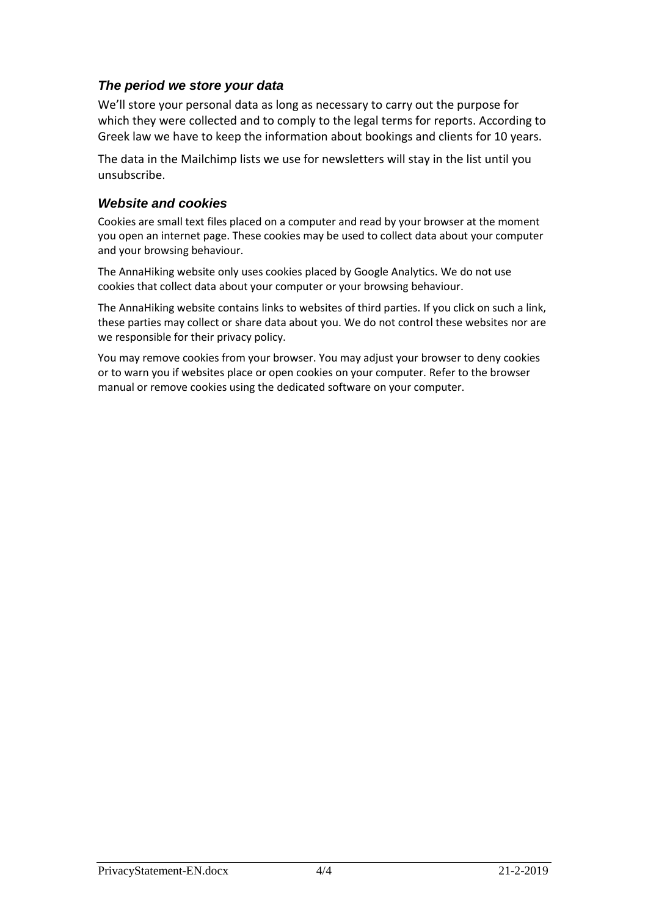### *The period we store your data*

We'll store your personal data as long as necessary to carry out the purpose for which they were collected and to comply to the legal terms for reports. According to Greek law we have to keep the information about bookings and clients for 10 years.

The data in the Mailchimp lists we use for newsletters will stay in the list until you unsubscribe.

### *Website and cookies*

Cookies are small text files placed on a computer and read by your browser at the moment you open an internet page. These cookies may be used to collect data about your computer and your browsing behaviour.

The AnnaHiking website only uses cookies placed by Google Analytics. We do not use cookies that collect data about your computer or your browsing behaviour.

The AnnaHiking website contains links to websites of third parties. If you click on such a link, these parties may collect or share data about you. We do not control these websites nor are we responsible for their privacy policy.

You may remove cookies from your browser. You may adjust your browser to deny cookies or to warn you if websites place or open cookies on your computer. Refer to the browser manual or remove cookies using the dedicated software on your computer.